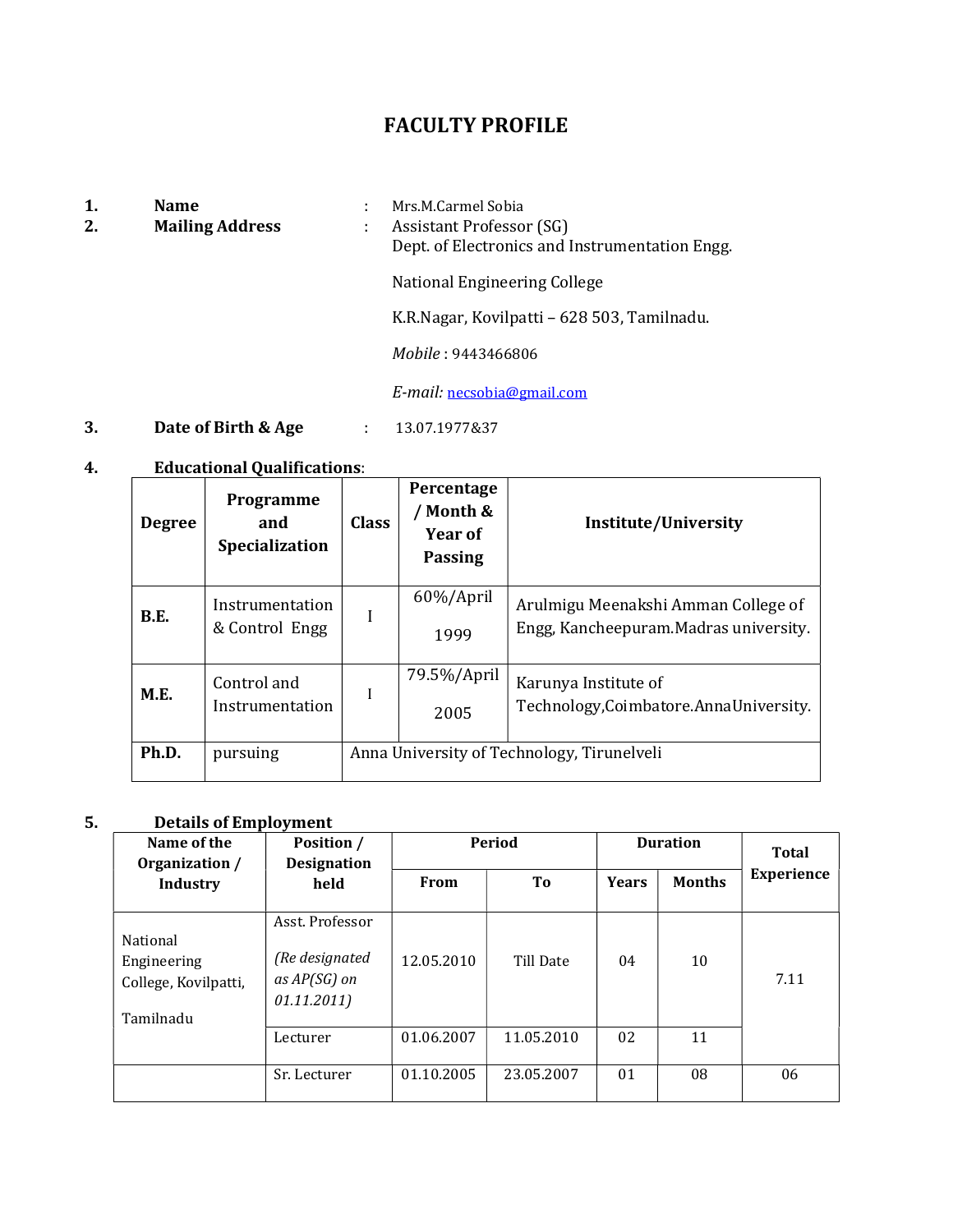# FACULTY PROFILE

1. **Name** : Mrs.M.Carmel Sobia
2. **Mailing Address** : Assistant Professor (SG)
   Dept. of Electronics and Instrumentation Engg.

   National Engineering College

   K.R.Nagar, Kovilpatti – 628 503, Tamilnadu.

   *Mobile* : 9443466806

   *E-mail:* necsobia@gmail.com

3. **Date of Birth & Age** : 13.07.1977&37

4. **Educational Qualifications**:

| Degree | Programme and Specialization | Class | Percentage / Month & Year of Passing | Institute/University |
|---|---|---|---|---|
| **B.E.** | Instrumentation & Control Engg | I | 60%/April 1999 | Arulmigu Meenakshi Amman College of Engg, Kancheepuram.Madras university. |
| **M.E.** | Control and Instrumentation | I | 79.5%/April 2005 | Karunya Institute of Technology,Coimbatore.AnnaUniversity. |
| **Ph.D.** | pursuing | Anna University of Technology, Tirunelveli | | |

5. **Details of Employment**

| Name of the Organization / Industry | Position / Designation held | Period | | Duration | | Total Experience |
|---|---|---|---|---|---|---|
| | | From | To | Years | Months | |
| National Engineering College, Kovilpatti, Tamilnadu | Asst. Professor *(Re designated as AP(SG) on 01.11.2011)* | 12.05.2010 | Till Date | 04 | 10 | 7.11 |
| | Lecturer | 01.06.2007 | 11.05.2010 | 02 | 11 | |
| | Sr. Lecturer | 01.10.2005 | 23.05.2007 | 01 | 08 | 06 |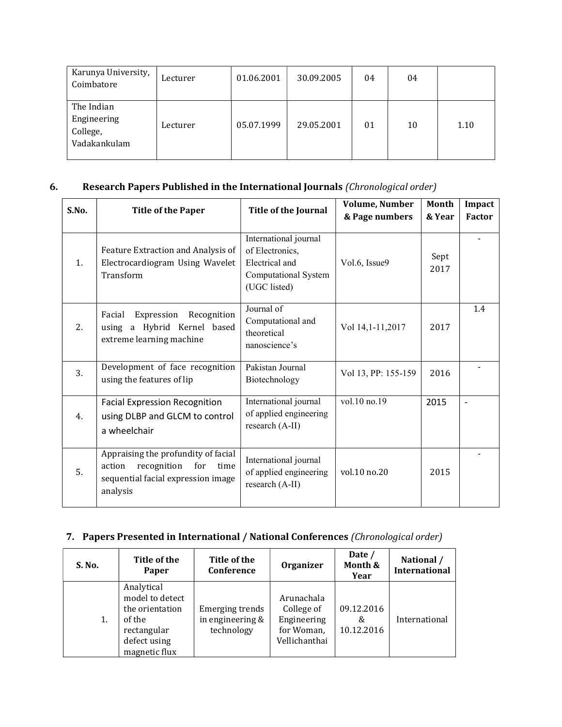| | | | | | | |
|---|---|---|---|---|---|---|
| Karunya University, Coimbatore | Lecturer | 01.06.2001 | 30.09.2005 | 04 | 04 | |
| The Indian Engineering College, Vadakankulam | Lecturer | 05.07.1999 | 29.05.2001 | 01 | 10 | 1.10 |

## 6. Research Papers Published in the International Journals *(Chronological order)*

| S.No. | Title of the Paper | Title of the Journal | Volume, Number & Page numbers | Month & Year | Impact Factor |
|---|---|---|---|---|---|
| 1. | Feature Extraction and Analysis of Electrocardiogram Using Wavelet Transform | International journal of Electronics, Electrical and Computational System (UGC listed) | Vol.6, Issue9 | Sept 2017 | - |
| 2. | Facial Expression Recognition using a Hybrid Kernel based extreme learning machine | Journal of Computational and theoretical nanoscience's | Vol 14,1-11,2017 | 2017 | 1.4 |
| 3. | Development of face recognition using the features of lip | Pakistan Journal Biotechnology | Vol 13, PP: 155-159 | 2016 | - |
| 4. | Facial Expression Recognition using DLBP and GLCM to control a wheelchair | International journal of applied engineering research (A-II) | vol.10 no.19 | 2015 | - |
| 5. | Appraising the profundity of facial action recognition for time sequential facial expression image analysis | International journal of applied engineering research (A-II) | vol.10 no.20 | 2015 | - |

## 7. Papers Presented in International / National Conferences *(Chronological order)*

| S. No. | Title of the Paper | Title of the Conference | Organizer | Date / Month & Year | National / International |
|---|---|---|---|---|---|
| 1. | Analytical model to detect the orientation of the rectangular defect using magnetic flux | Emerging trends in engineering & technology | Arunachala College of Engineering for Woman, Vellichanthai | 09.12.2016 & 10.12.2016 | International |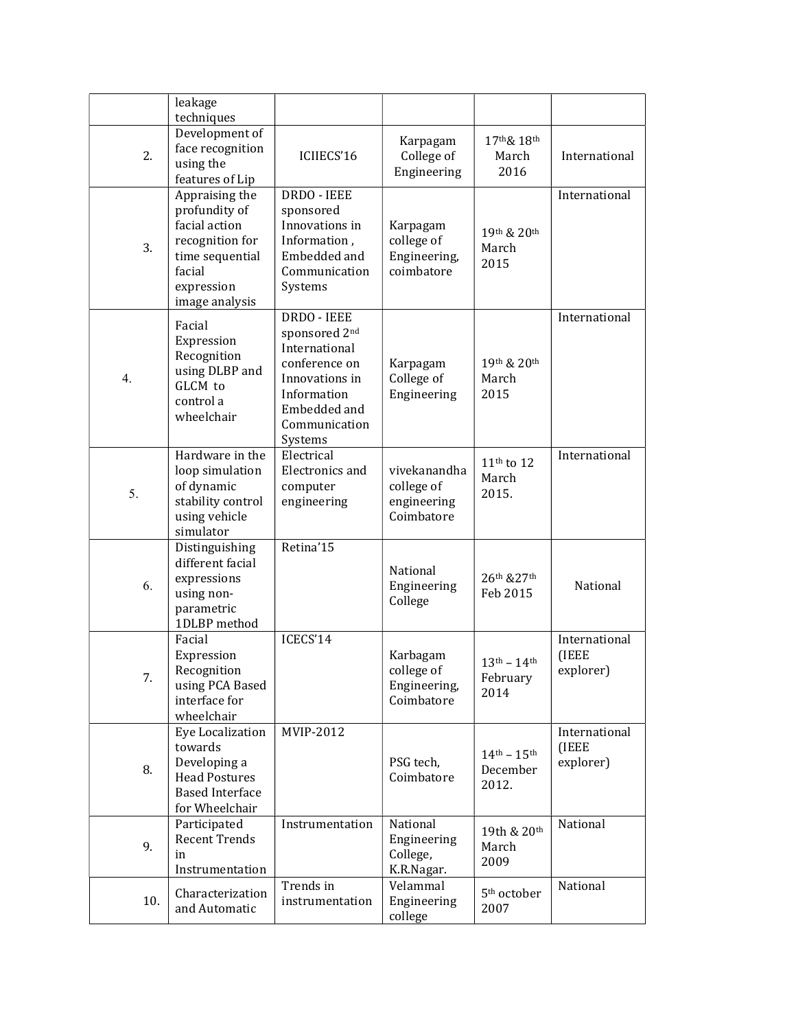|  |  |  |  |  |  |
|---|---|---|---|---|---|
|  | leakage techniques |  |  |  |  |
| 2. | Development of face recognition using the features of Lip | ICIIECS'16 | Karpagam College of Engineering | 17th& 18th March 2016 | International |
| 3. | Appraising the profundity of facial action recognition for time sequential facial expression image analysis | DRDO - IEEE sponsored Innovations in Information , Embedded and Communication Systems | Karpagam college of Engineering, coimbatore | 19th & 20th March 2015 | International |
| 4. | Facial Expression Recognition using DLBP and GLCM to control a wheelchair | DRDO - IEEE sponsored 2nd International conference on Innovations in Information Embedded and Communication Systems | Karpagam College of Engineering | 19th & 20th March 2015 | International |
| 5. | Hardware in the loop simulation of dynamic stability control using vehicle simulator | Electrical Electronics and computer engineering | vivekanandha college of engineering Coimbatore | 11th to 12 March 2015. | International |
| 6. | Distinguishing different facial expressions using non-parametric 1DLBP method | Retina'15 | National Engineering College | 26th &27th Feb 2015 | National |
| 7. | Facial Expression Recognition using PCA Based interface for wheelchair | ICECS'14 | Karbagam college of Engineering, Coimbatore | 13th – 14th February 2014 | International (IEEE explorer) |
| 8. | Eye Localization towards Developing a Head Postures Based Interface for Wheelchair | MVIP-2012 | PSG tech, Coimbatore | 14th – 15th December 2012. | International (IEEE explorer) |
| 9. | Participated Recent Trends in Instrumentation | Instrumentation | National Engineering College, K.R.Nagar. | 19th & 20th March 2009 | National |
| 10. | Characterization and Automatic | Trends in instrumentation | Velammal Engineering college | 5th october 2007 | National |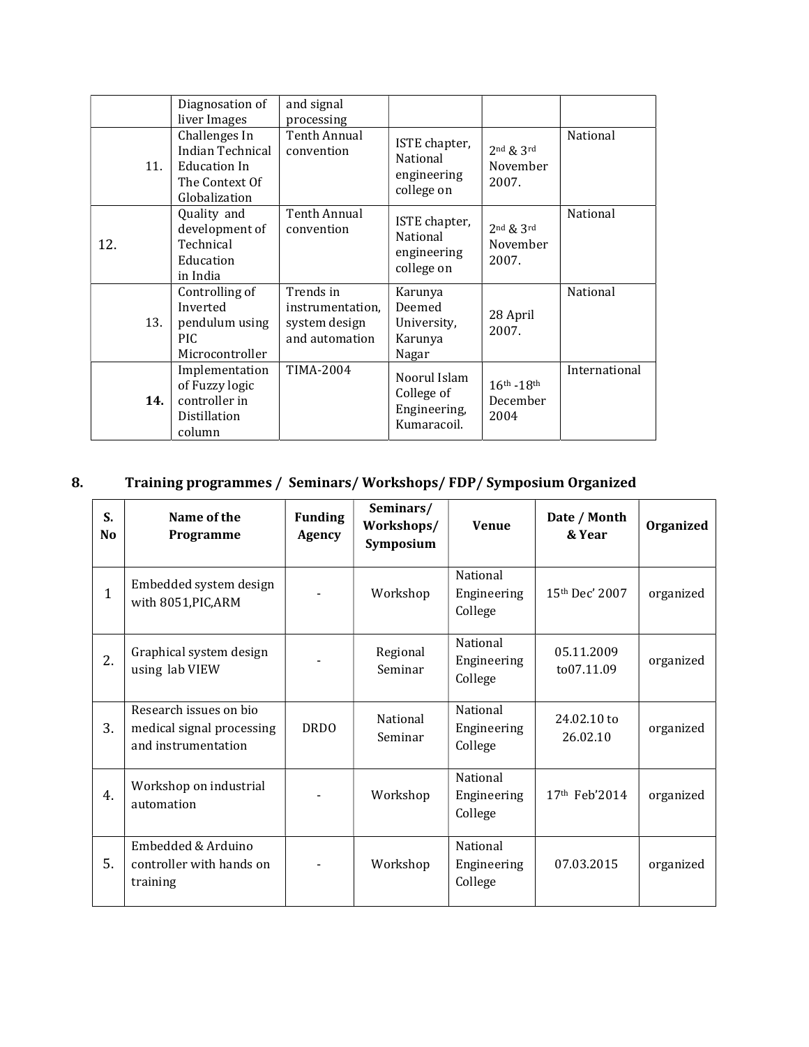| | | | | | |
|---|---|---|---|---|---|
| | Diagnosation of liver Images | and signal processing | | | |
| 11. | Challenges In Indian Technical Education In The Context Of Globalization | Tenth Annual convention | ISTE chapter, National engineering college on | 2nd & 3rd November 2007. | National |
| 12. | Quality and development of Technical Education in India | Tenth Annual convention | ISTE chapter, National engineering college on | 2nd & 3rd November 2007. | National |
| 13. | Controlling of Inverted pendulum using PIC Microcontroller | Trends in instrumentation, system design and automation | Karunya Deemed University, Karunya Nagar | 28 April 2007. | National |
| **14.** | Implementation of Fuzzy logic controller in Distillation column | TIMA-2004 | Noorul Islam College of Engineering, Kumaracoil. | 16th -18th December 2004 | International |

## 8. Training programmes / Seminars/ Workshops/ FDP/ Symposium Organized

| S. No | Name of the Programme | Funding Agency | Seminars/ Workshops/ Symposium | Venue | Date / Month & Year | Organized |
|---|---|---|---|---|---|---|
| 1 | Embedded system design with 8051,PIC,ARM | - | Workshop | National Engineering College | 15th Dec' 2007 | organized |
| 2. | Graphical system design using lab VIEW | - | Regional Seminar | National Engineering College | 05.11.2009 to07.11.09 | organized |
| 3. | Research issues on bio medical signal processing and instrumentation | DRDO | National Seminar | National Engineering College | 24.02.10 to 26.02.10 | organized |
| 4. | Workshop on industrial automation | - | Workshop | National Engineering College | 17th Feb'2014 | organized |
| 5. | Embedded & Arduino controller with hands on training | - | Workshop | National Engineering College | 07.03.2015 | organized |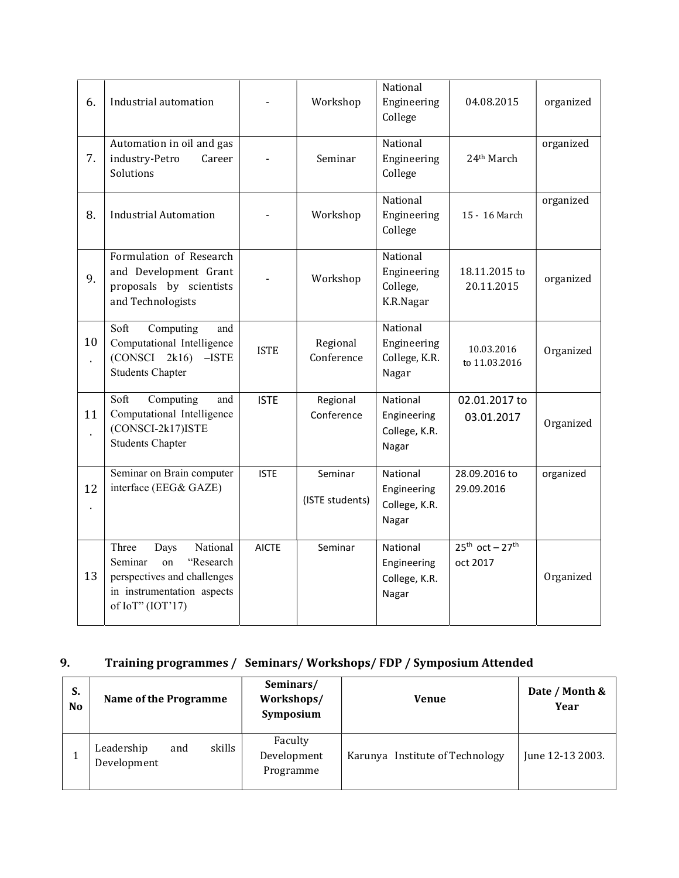| 6. | Industrial automation | - | Workshop | National Engineering College | 04.08.2015 | organized |
|---|---|---|---|---|---|---|
| 7. | Automation in oil and gas industry-Petro Career Solutions | - | Seminar | National Engineering College | 24th March | organized |
| 8. | Industrial Automation | - | Workshop | National Engineering College | 15 - 16 March | organized |
| 9. | Formulation of Research and Development Grant proposals by scientists and Technologists | - | Workshop | National Engineering College, K.R.Nagar | 18.11.2015 to 20.11.2015 | organized |
| 10. | Soft Computing and Computational Intelligence (CONSCI 2k16) –ISTE Students Chapter | ISTE | Regional Conference | National Engineering College, K.R. Nagar | 10.03.2016 to 11.03.2016 | Organized |
| 11. | Soft Computing and Computational Intelligence (CONSCI-2k17)ISTE Students Chapter | ISTE | Regional Conference | National Engineering College, K.R. Nagar | 02.01.2017 to 03.01.2017 | Organized |
| 12. | Seminar on Brain computer interface (EEG& GAZE) | ISTE | Seminar (ISTE students) | National Engineering College, K.R. Nagar | 28.09.2016 to 29.09.2016 | organized |
| 13 | Three Days National Seminar on "Research perspectives and challenges in instrumentation aspects of IoT" (IOT'17) | AICTE | Seminar | National Engineering College, K.R. Nagar | 25th oct – 27th oct 2017 | Organized |

## 9. Training programmes / Seminars/ Workshops/ FDP / Symposium Attended

| S. No | Name of the Programme | Seminars/ Workshops/ Symposium | Venue | Date / Month & Year |
|---|---|---|---|---|
| 1 | Leadership and skills Development | Faculty Development Programme | Karunya Institute of Technology | June 12-13 2003. |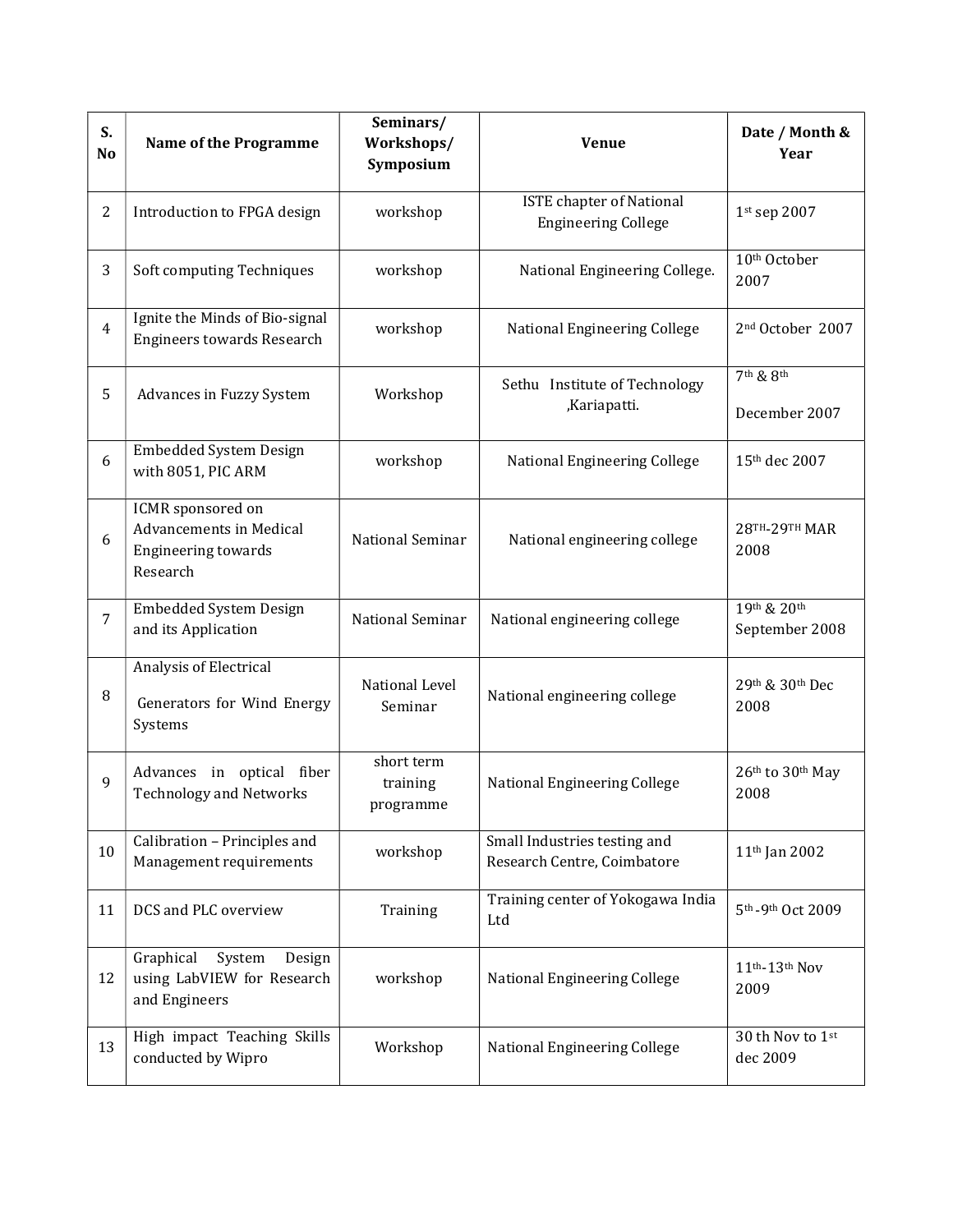| S. No | Name of the Programme | Seminars/ Workshops/ Symposium | Venue | Date / Month & Year |
|---|---|---|---|---|
| 2 | Introduction to FPGA design | workshop | ISTE chapter of National Engineering College | 1st sep 2007 |
| 3 | Soft computing Techniques | workshop | National Engineering College. | 10th October 2007 |
| 4 | Ignite the Minds of Bio-signal Engineers towards Research | workshop | National Engineering College | 2nd October 2007 |
| 5 | Advances in Fuzzy System | Workshop | Sethu Institute of Technology ,Kariapatti. | 7th & 8th December 2007 |
| 6 | Embedded System Design with 8051, PIC ARM | workshop | National Engineering College | 15th dec 2007 |
| 6 | ICMR sponsored on Advancements in Medical Engineering towards Research | National Seminar | National engineering college | 28TH-29TH MAR 2008 |
| 7 | Embedded System Design and its Application | National Seminar | National engineering college | 19th & 20th September 2008 |
| 8 | Analysis of Electrical Generators for Wind Energy Systems | National Level Seminar | National engineering college | 29th & 30th Dec 2008 |
| 9 | Advances in optical fiber Technology and Networks | short term training programme | National Engineering College | 26th to 30th May 2008 |
| 10 | Calibration – Principles and Management requirements | workshop | Small Industries testing and Research Centre, Coimbatore | 11th Jan 2002 |
| 11 | DCS and PLC overview | Training | Training center of Yokogawa India Ltd | 5th -9th Oct 2009 |
| 12 | Graphical System Design using LabVIEW for Research and Engineers | workshop | National Engineering College | 11th-13th Nov 2009 |
| 13 | High impact Teaching Skills conducted by Wipro | Workshop | National Engineering College | 30 th Nov to 1st dec 2009 |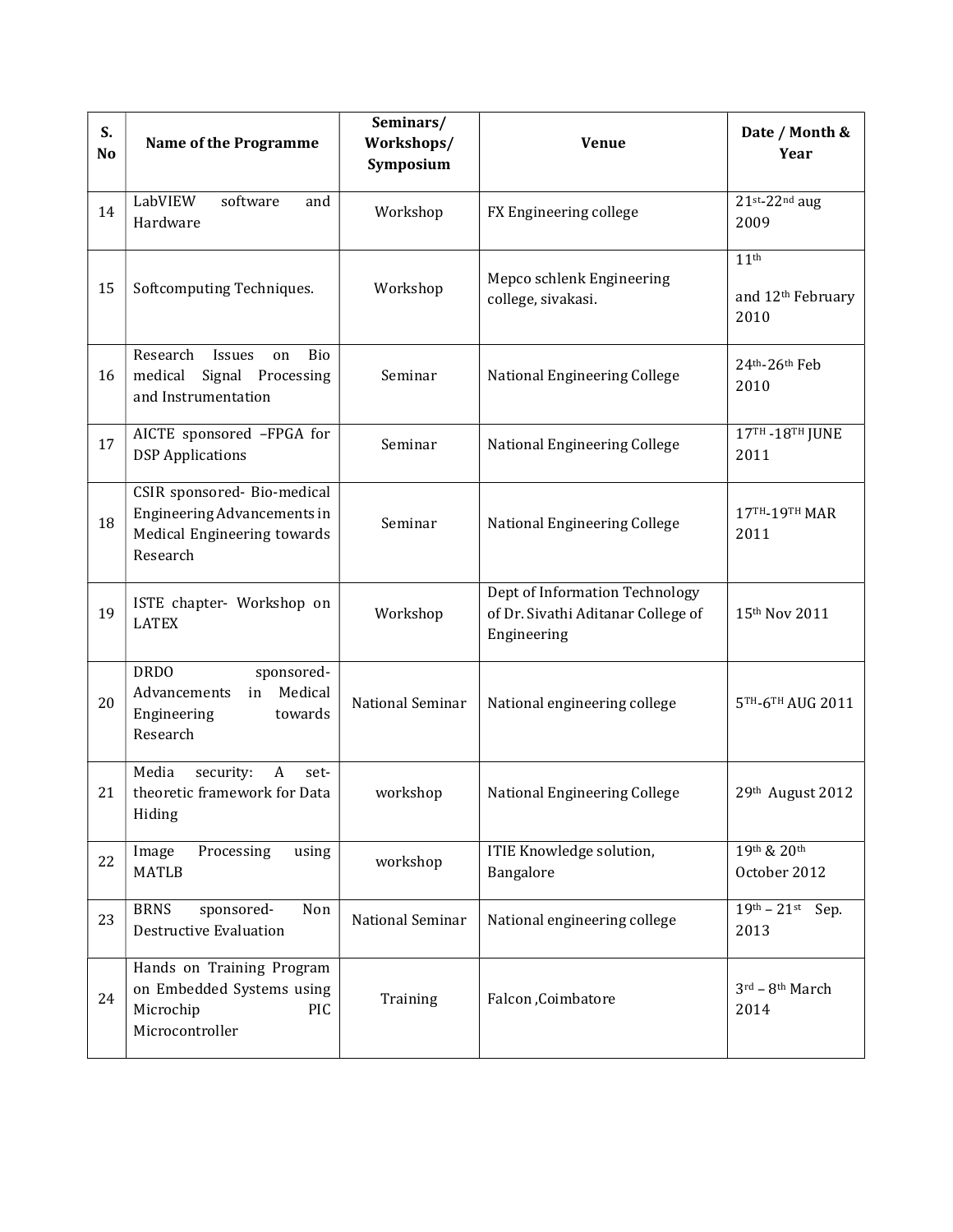| S. No | Name of the Programme | Seminars/ Workshops/ Symposium | Venue | Date / Month & Year |
|---|---|---|---|---|
| 14 | LabVIEW software and Hardware | Workshop | FX Engineering college | 21st-22nd aug 2009 |
| 15 | Softcomputing Techniques. | Workshop | Mepco schlenk Engineering college, sivakasi. | 11th and 12th February 2010 |
| 16 | Research Issues on Bio medical Signal Processing and Instrumentation | Seminar | National Engineering College | 24th-26th Feb 2010 |
| 17 | AICTE sponsored –FPGA for DSP Applications | Seminar | National Engineering College | 17TH -18TH JUNE 2011 |
| 18 | CSIR sponsored- Bio-medical Engineering Advancements in Medical Engineering towards Research | Seminar | National Engineering College | 17TH-19TH MAR 2011 |
| 19 | ISTE chapter- Workshop on LATEX | Workshop | Dept of Information Technology of Dr. Sivathi Aditanar College of Engineering | 15th Nov 2011 |
| 20 | DRDO sponsored- Advancements in Medical Engineering towards Research | National Seminar | National engineering college | 5TH-6TH AUG 2011 |
| 21 | Media security: A set-theoretic framework for Data Hiding | workshop | National Engineering College | 29th August 2012 |
| 22 | Image Processing using MATLB | workshop | ITIE Knowledge solution, Bangalore | 19th & 20th October 2012 |
| 23 | BRNS sponsored- Non Destructive Evaluation | National Seminar | National engineering college | 19th – 21st Sep. 2013 |
| 24 | Hands on Training Program on Embedded Systems using Microchip PIC Microcontroller | Training | Falcon ,Coimbatore | 3rd – 8th March 2014 |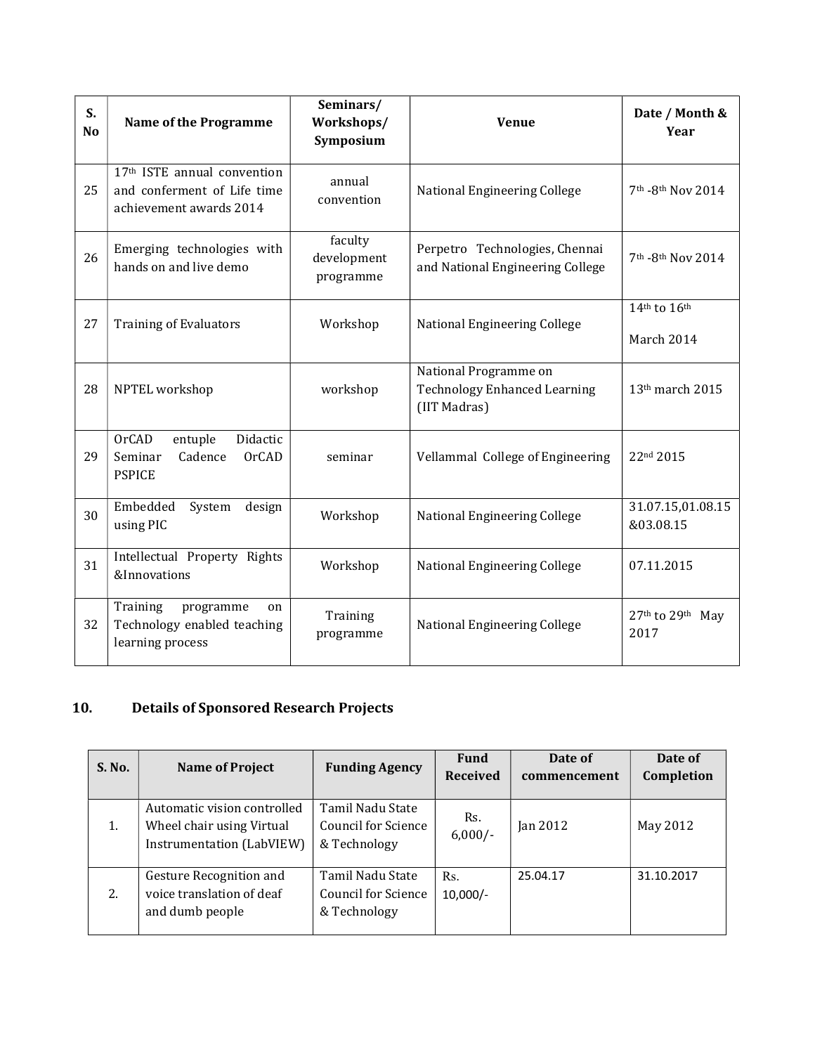| S. No | Name of the Programme | Seminars/ Workshops/ Symposium | Venue | Date / Month & Year |
|---|---|---|---|---|
| 25 | 17th ISTE annual convention and conferment of Life time achievement awards 2014 | annual convention | National Engineering College | 7th -8th Nov 2014 |
| 26 | Emerging technologies with hands on and live demo | faculty development programme | Perpetro Technologies, Chennai and National Engineering College | 7th -8th Nov 2014 |
| 27 | Training of Evaluators | Workshop | National Engineering College | 14th to 16th March 2014 |
| 28 | NPTEL workshop | workshop | National Programme on Technology Enhanced Learning (IIT Madras) | 13th march 2015 |
| 29 | OrCAD entuple Didactic Seminar Cadence OrCAD PSPICE | seminar | Vellammal College of Engineering | 22nd 2015 |
| 30 | Embedded System design using PIC | Workshop | National Engineering College | 31.07.15,01.08.15 &03.08.15 |
| 31 | Intellectual Property Rights &Innovations | Workshop | National Engineering College | 07.11.2015 |
| 32 | Training programme on Technology enabled teaching learning process | Training programme | National Engineering College | 27th to 29th May 2017 |

## 10. Details of Sponsored Research Projects

| S. No. | Name of Project | Funding Agency | Fund Received | Date of commencement | Date of Completion |
|---|---|---|---|---|---|
| 1. | Automatic vision controlled Wheel chair using Virtual Instrumentation (LabVIEW) | Tamil Nadu State Council for Science & Technology | Rs. 6,000/- | Jan 2012 | May 2012 |
| 2. | Gesture Recognition and voice translation of deaf and dumb people | Tamil Nadu State Council for Science & Technology | Rs. 10,000/- | 25.04.17 | 31.10.2017 |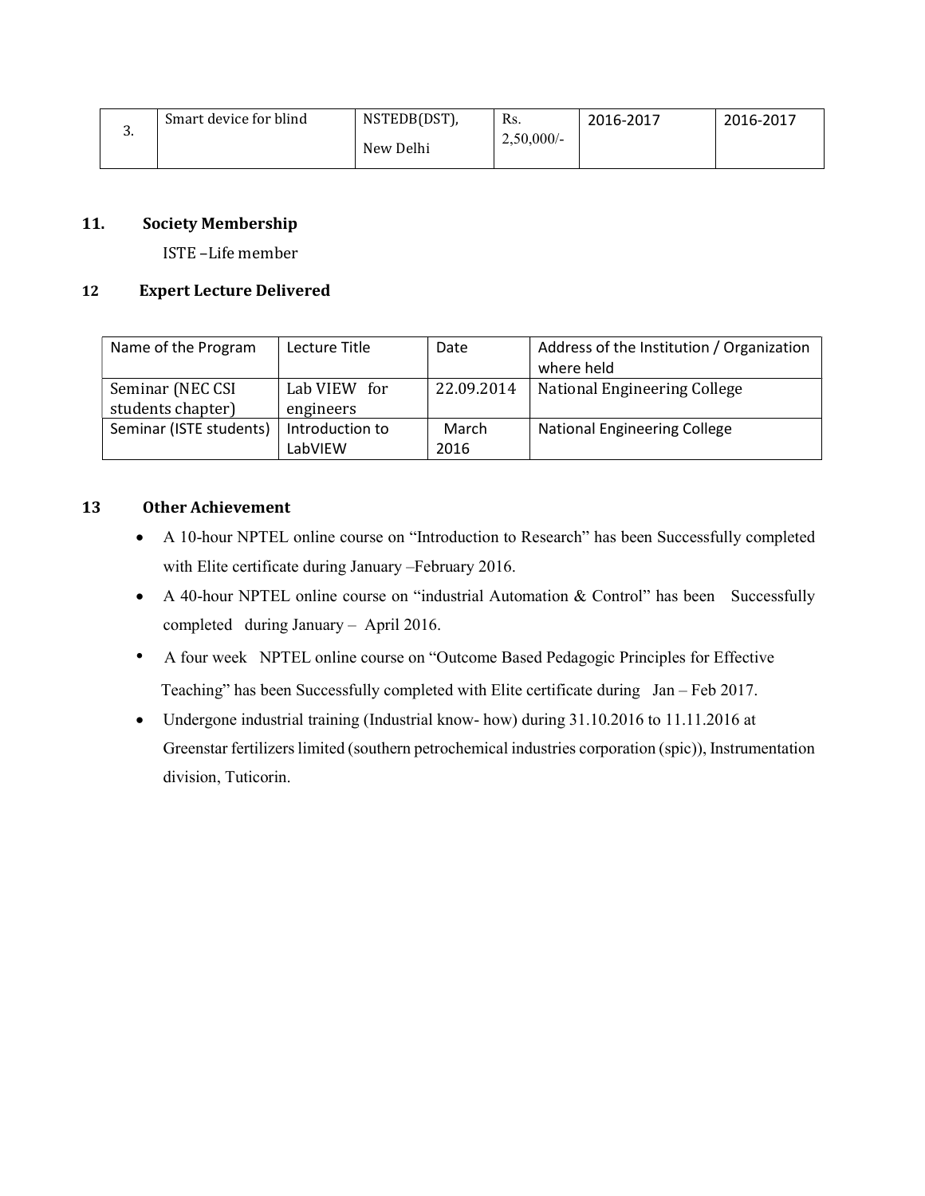| | | | | | |
|---|---|---|---|---|---|
| 3. | Smart device for blind | NSTEDB(DST), New Delhi | Rs. 2,50,000/- | 2016-2017 | 2016-2017 |

**11. Society Membership**

ISTE –Life member

**12 Expert Lecture Delivered**

| Name of the Program | Lecture Title | Date | Address of the Institution / Organization where held |
|---|---|---|---|
| Seminar (NEC CSI students chapter) | Lab VIEW for engineers | 22.09.2014 | National Engineering College |
| Seminar (ISTE students) | Introduction to LabVIEW | March 2016 | National Engineering College |

**13 Other Achievement**

- A 10-hour NPTEL online course on "Introduction to Research" has been Successfully completed with Elite certificate during January –February 2016.
- A 40-hour NPTEL online course on "industrial Automation & Control" has been Successfully completed during January – April 2016.
- A four week NPTEL online course on "Outcome Based Pedagogic Principles for Effective Teaching" has been Successfully completed with Elite certificate during Jan – Feb 2017.
- Undergone industrial training (Industrial know- how) during 31.10.2016 to 11.11.2016 at Greenstar fertilizers limited (southern petrochemical industries corporation (spic)), Instrumentation division, Tuticorin.